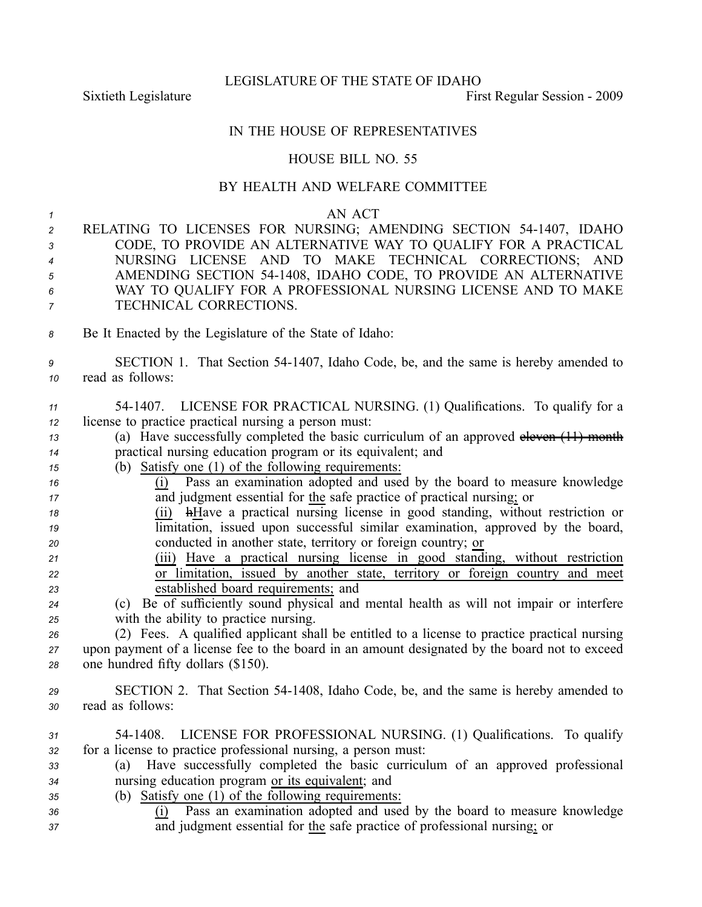LEGISLATURE OF THE STATE OF IDAHO

Sixtieth Legislature First Regular Session - 2009

IN THE HOUSE OF REPRESENTATIVES

HOUSE BILL NO. 55

BY HEALTH AND WELFARE COMMITTEE

AN ACT

RELATING TO LICENSES FOR NURSING; AMENDING SECTION 54-1407, IDAHO CODE, TO PROVIDE AN ALTERNATIVE WAY TO QUALIFY FOR A PRACTICAL NURSING LICENSE AND TO MAKE TECHNICAL CORRECTIONS; AND AMENDING SECTION 54-1408, IDAHO CODE, TO PROVIDE AN ALTERNATIVE WAY TO QUALIFY FOR A PROFESSIONAL NURSING LICENSE AND TO MAKE TECHNICAL CORRECTIONS.

Be It Enacted by the Legislature of the State of Idaho:

SECTION 1. That Section 54-1407, Idaho Code, be, and the same is hereby amended to read as follows:

54-1407. LICENSE FOR PRACTICAL NURSING. (1) Qualifications. To qualify for a license to practice practical nursing a person must:

(a) Have successfully completed the basic curriculum of an approved ~~eleven (11) month~~ practical nursing education program or its equivalent; and

(b) <u>Satisfy one (1) of the following requirements:</u>

<u>(i)</u> Pass an examination adopted and used by the board to measure knowledge and judgment essential for <u>the</u> safe practice of practical nursing<u>;</u> or

<u>(ii)</u> ~~h~~<u>H</u>ave a practical nursing license in good standing, without restriction or limitation, issued upon successful similar examination, approved by the board, conducted in another state, territory or foreign country; <u>or</u>

<u>(iii) Have a practical nursing license in good standing, without restriction or limitation, issued by another state, territory or foreign country and meet established board requirements;</u> and

(c) Be of sufficiently sound physical and mental health as will not impair or interfere with the ability to practice nursing.

(2) Fees. A qualified applicant shall be entitled to a license to practice practical nursing upon payment of a license fee to the board in an amount designated by the board not to exceed one hundred fifty dollars ($150).

SECTION 2. That Section 54-1408, Idaho Code, be, and the same is hereby amended to read as follows:

54-1408. LICENSE FOR PROFESSIONAL NURSING. (1) Qualifications. To qualify for a license to practice professional nursing, a person must:

(a) Have successfully completed the basic curriculum of an approved professional nursing education program <u>or its equivalent</u>; and

(b) <u>Satisfy one (1) of the following requirements:</u>

<u>(i)</u> Pass an examination adopted and used by the board to measure knowledge and judgment essential for <u>the</u> safe practice of professional nursing<u>;</u> or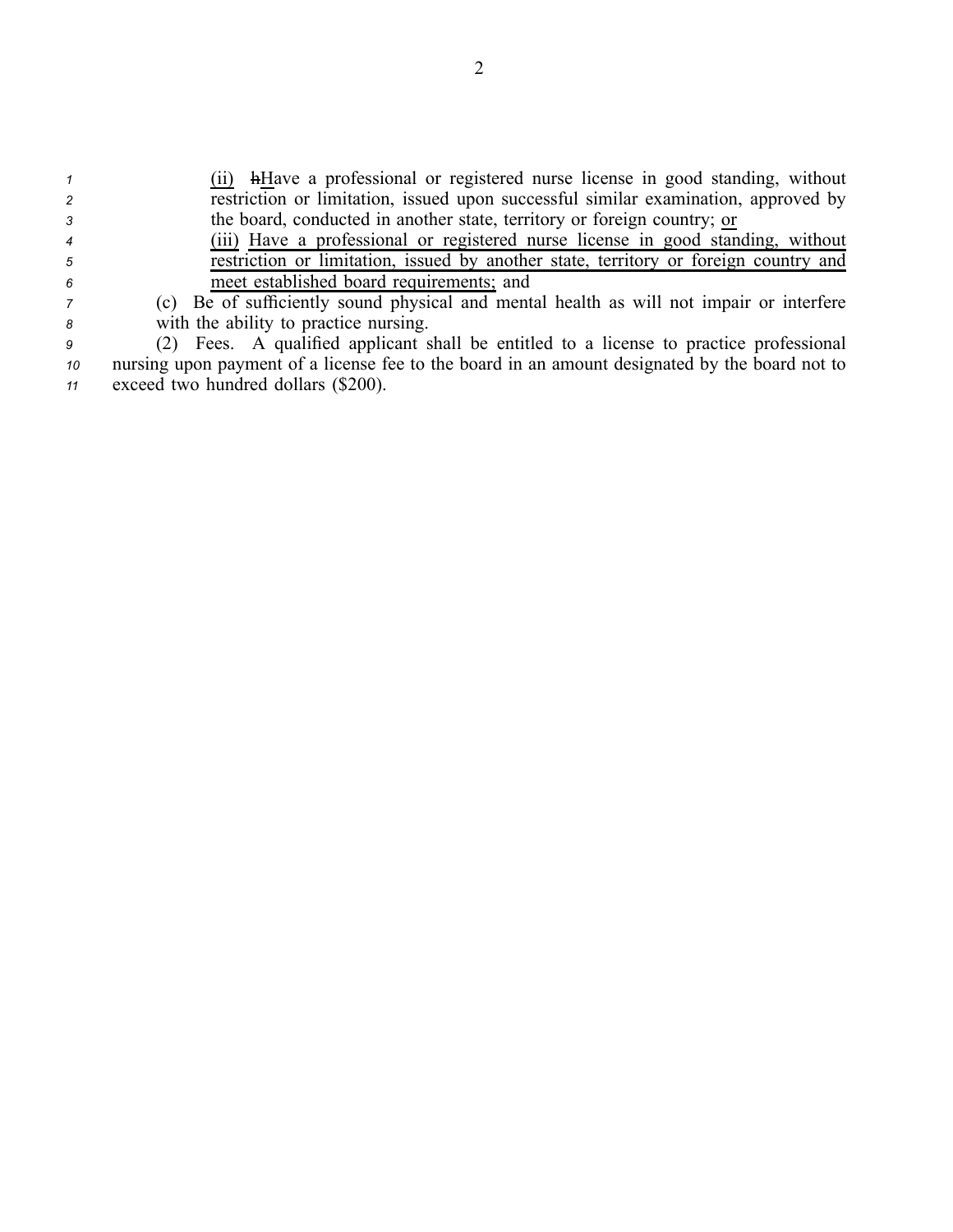(ii) ~~h~~Have a professional or registered nurse license in good standing, without restriction or limitation, issued upon successful similar examination, approved by the board, conducted in another state, territory or foreign country; or

(iii) Have a professional or registered nurse license in good standing, without restriction or limitation, issued by another state, territory or foreign country and meet established board requirements; and

(c) Be of sufficiently sound physical and mental health as will not impair or interfere with the ability to practice nursing.

(2) Fees. A qualified applicant shall be entitled to a license to practice professional nursing upon payment of a license fee to the board in an amount designated by the board not to exceed two hundred dollars ($200).